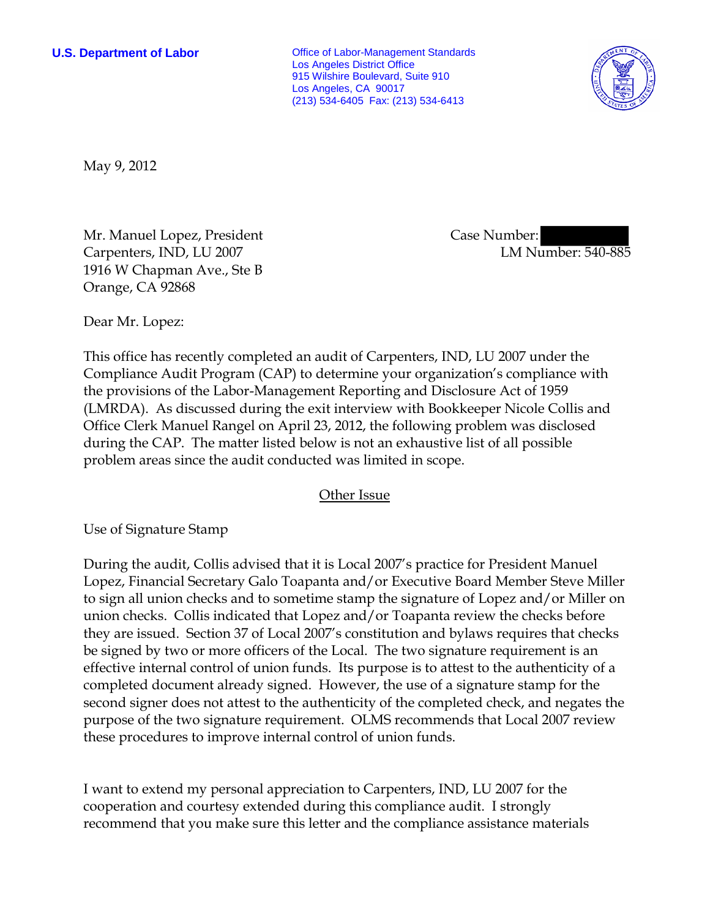**U.S. Department of Labor**

Office of Labor-Management Standards
Los Angeles District Office
915 Wilshire Boulevard, Suite 910
Los Angeles, CA 90017
(213) 534-6405 Fax: (213) 534-6413

May 9, 2012

Mr. Manuel Lopez, President
Carpenters, IND, LU 2007
1916 W Chapman Ave., Ste B
Orange, CA 92868

Case Number: 
LM Number: 540-885

Dear Mr. Lopez:

This office has recently completed an audit of Carpenters, IND, LU 2007 under the Compliance Audit Program (CAP) to determine your organization's compliance with the provisions of the Labor-Management Reporting and Disclosure Act of 1959 (LMRDA). As discussed during the exit interview with Bookkeeper Nicole Collis and Office Clerk Manuel Rangel on April 23, 2012, the following problem was disclosed during the CAP. The matter listed below is not an exhaustive list of all possible problem areas since the audit conducted was limited in scope.

## Other Issue

Use of Signature Stamp

During the audit, Collis advised that it is Local 2007's practice for President Manuel Lopez, Financial Secretary Galo Toapanta and/or Executive Board Member Steve Miller to sign all union checks and to sometime stamp the signature of Lopez and/or Miller on union checks. Collis indicated that Lopez and/or Toapanta review the checks before they are issued. Section 37 of Local 2007's constitution and bylaws requires that checks be signed by two or more officers of the Local. The two signature requirement is an effective internal control of union funds. Its purpose is to attest to the authenticity of a completed document already signed. However, the use of a signature stamp for the second signer does not attest to the authenticity of the completed check, and negates the purpose of the two signature requirement. OLMS recommends that Local 2007 review these procedures to improve internal control of union funds.

I want to extend my personal appreciation to Carpenters, IND, LU 2007 for the cooperation and courtesy extended during this compliance audit. I strongly recommend that you make sure this letter and the compliance assistance materials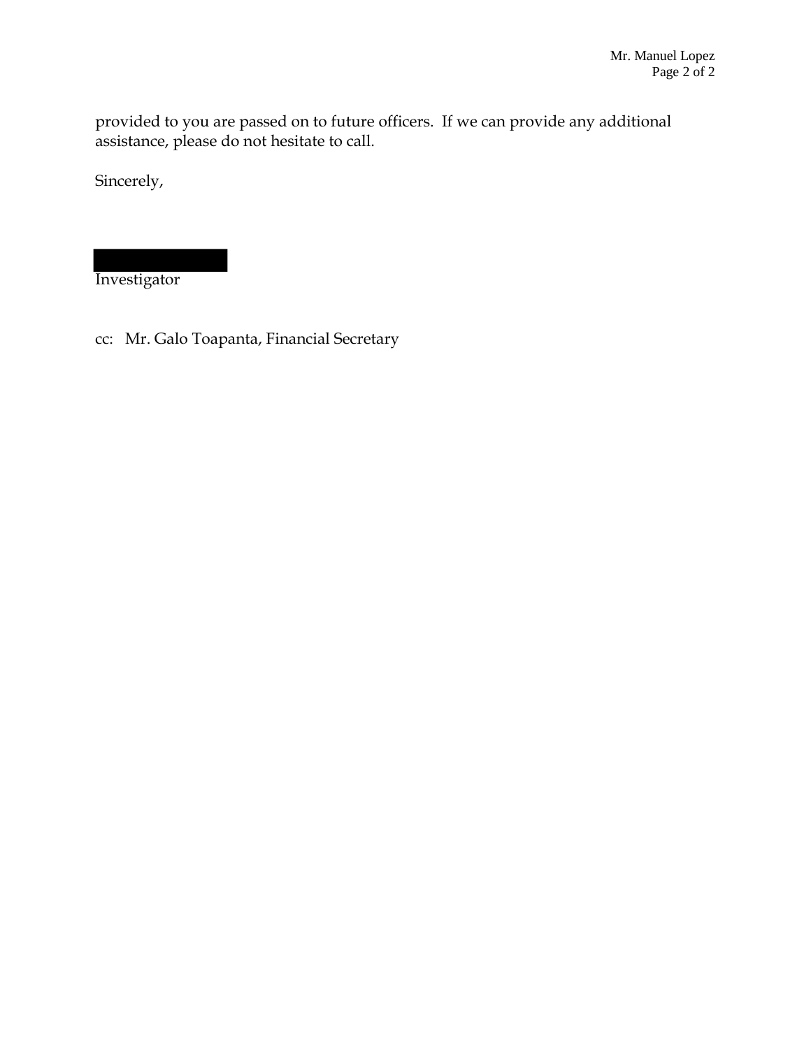provided to you are passed on to future officers. If we can provide any additional assistance, please do not hesitate to call.

Sincerely,

Investigator

cc: Mr. Galo Toapanta, Financial Secretary